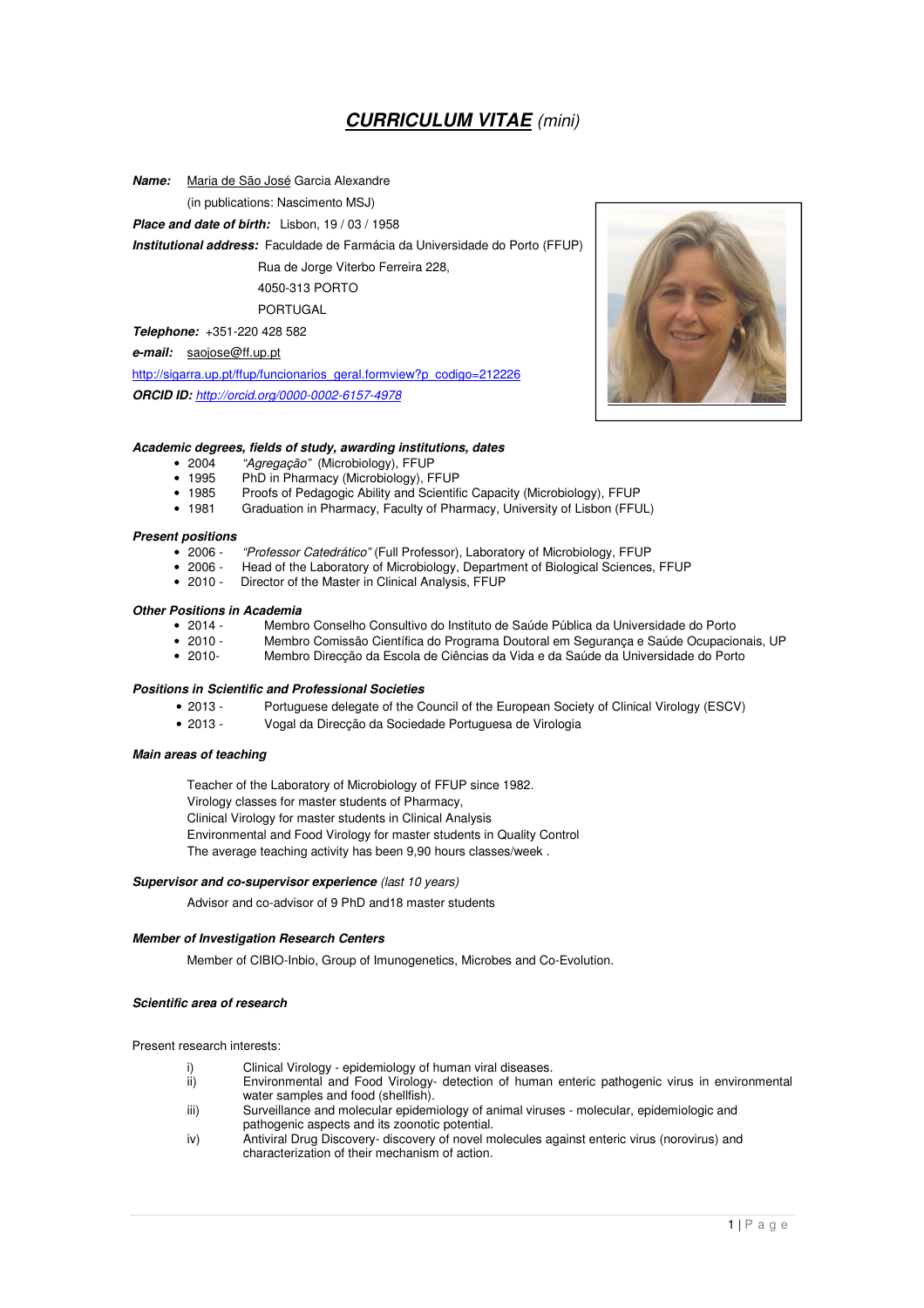# ***CURRICULUM VITAE*** *(mini)*

***Name:*** Maria de São José Garcia Alexandre

(in publications: Nascimento MSJ)

***Place and date of birth:*** Lisbon, 19 / 03 / 1958

***Institutional address:*** Faculdade de Farmácia da Universidade do Porto (FFUP)

Rua de Jorge Viterbo Ferreira 228,

4050-313 PORTO

PORTUGAL

***Telephone:*** +351-220 428 582

***e-mail:*** saojose@ff.up.pt

http://sigarra.up.pt/ffup/funcionarios_geral.formview?p_codigo=212226

***ORCID ID:*** *http://orcid.org/0000-0002-6157-4978*

### *Academic degrees, fields of study, awarding institutions, dates*

- 2004 *"Agregação"* (Microbiology), FFUP
- 1995 PhD in Pharmacy (Microbiology), FFUP
- 1985 Proofs of Pedagogic Ability and Scientific Capacity (Microbiology), FFUP
- 1981 Graduation in Pharmacy, Faculty of Pharmacy, University of Lisbon (FFUL)

### *Present positions*

- 2006 - *"Professor Catedrático"* (Full Professor), Laboratory of Microbiology, FFUP
- 2006 - Head of the Laboratory of Microbiology, Department of Biological Sciences, FFUP
- 2010 - Director of the Master in Clinical Analysis, FFUP

### *Other Positions in Academia*

- 2014 - Membro Conselho Consultivo do Instituto de Saúde Pública da Universidade do Porto
- 2010 - Membro Comissão Científica do Programa Doutoral em Segurança e Saúde Ocupacionais, UP
- 2010- Membro Direcção da Escola de Ciências da Vida e da Saúde da Universidade do Porto

### *Positions in Scientific and Professional Societies*

- 2013 - Portuguese delegate of the Council of the European Society of Clinical Virology (ESCV)
- 2013 - Vogal da Direcção da Sociedade Portuguesa de Virologia

### *Main areas of teaching*

Teacher of the Laboratory of Microbiology of FFUP since 1982.
Virology classes for master students of Pharmacy,
Clinical Virology for master students in Clinical Analysis
Environmental and Food Virology for master students in Quality Control
The average teaching activity has been 9,90 hours classes/week .

### *Supervisor and co-supervisor experience (last 10 years)*

Advisor and co-advisor of 9 PhD and18 master students

### *Member of Investigation Research Centers*

Member of CIBIO-Inbio, Group of Imunogenetics, Microbes and Co-Evolution.

### *Scientific area of research*

Present research interests:

i) Clinical Virology - epidemiology of human viral diseases.
ii) Environmental and Food Virology- detection of human enteric pathogenic virus in environmental water samples and food (shellfish).
iii) Surveillance and molecular epidemiology of animal viruses - molecular, epidemiologic and pathogenic aspects and its zoonotic potential.
iv) Antiviral Drug Discovery- discovery of novel molecules against enteric virus (norovirus) and characterization of their mechanism of action.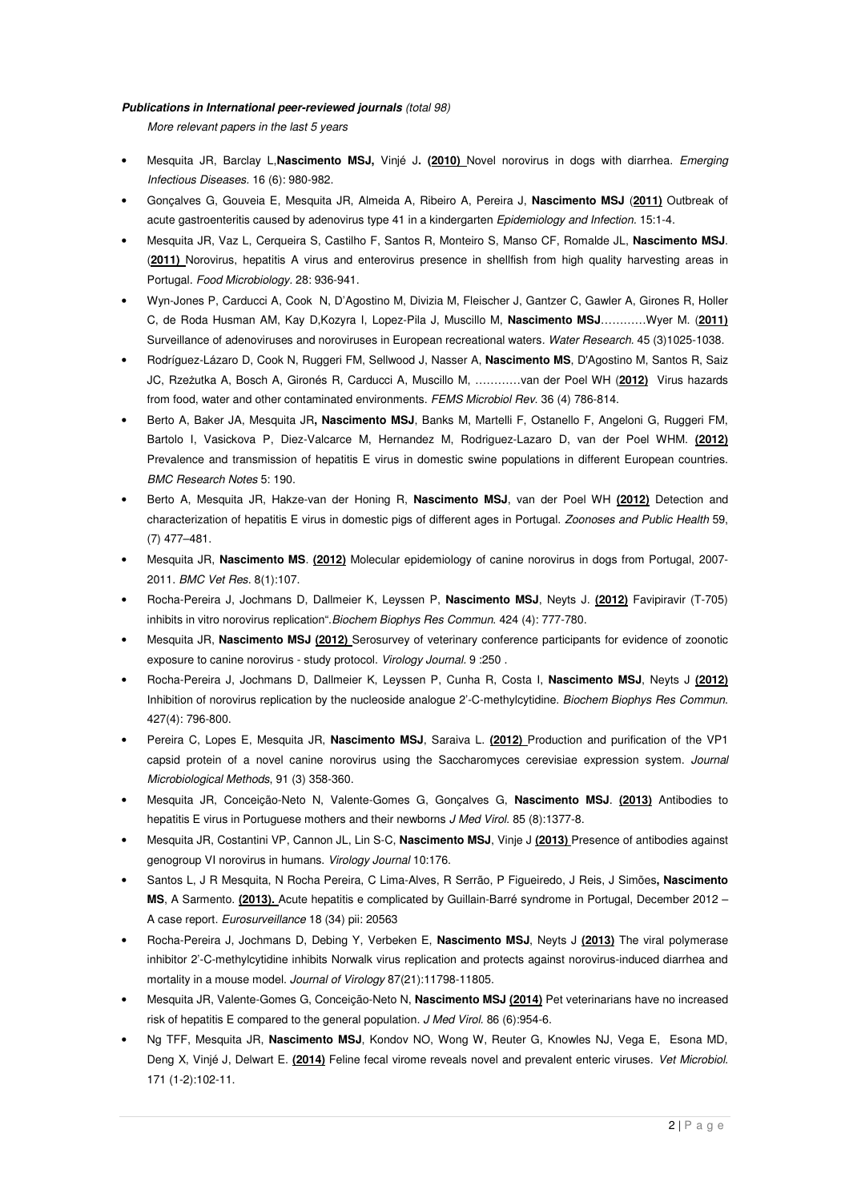***Publications in International peer-reviewed journals*** *(total 98)*

*More relevant papers in the last 5 years*

- Mesquita JR, Barclay L,**Nascimento MSJ,** Vinjé J**. (2010)** Novel norovirus in dogs with diarrhea. *Emerging Infectious Diseases.* 16 (6): 980-982.
- Gonçalves G, Gouveia E, Mesquita JR, Almeida A, Ribeiro A, Pereira J, **Nascimento MSJ** (**2011)** Outbreak of acute gastroenteritis caused by adenovirus type 41 in a kindergarten *Epidemiology and Infection.* 15:1-4.
- Mesquita JR, Vaz L, Cerqueira S, Castilho F, Santos R, Monteiro S, Manso CF, Romalde JL, **Nascimento MSJ**. (**2011)** Norovirus, hepatitis A virus and enterovirus presence in shellfish from high quality harvesting areas in Portugal. *Food Microbiology.* 28: 936-941.
- Wyn-Jones P, Carducci A, Cook N, D'Agostino M, Divizia M, Fleischer J, Gantzer C, Gawler A, Girones R, Holler C, de Roda Husman AM, Kay D,Kozyra I, Lopez-Pila J, Muscillo M, **Nascimento MSJ**…………Wyer M. (**2011)** Surveillance of adenoviruses and noroviruses in European recreational waters. *Water Research.* 45 (3)1025-1038.
- Rodríguez-Lázaro D, Cook N, Ruggeri FM, Sellwood J, Nasser A, **Nascimento MS**, D'Agostino M, Santos R, Saiz JC, Rzeżutka A, Bosch A, Gironés R, Carducci A, Muscillo M, …………van der Poel WH (**2012)** Virus hazards from food, water and other contaminated environments. *FEMS Microbiol Rev.* 36 (4) 786-814.
- Berto A, Baker JA, Mesquita JR**, Nascimento MSJ**, Banks M, Martelli F, Ostanello F, Angeloni G, Ruggeri FM, Bartolo I, Vasickova P, Diez-Valcarce M, Hernandez M, Rodriguez-Lazaro D, van der Poel WHM. **(2012)** Prevalence and transmission of hepatitis E virus in domestic swine populations in different European countries. *BMC Research Notes* 5: 190.
- Berto A, Mesquita JR, Hakze-van der Honing R, **Nascimento MSJ**, van der Poel WH **(2012)** Detection and characterization of hepatitis E virus in domestic pigs of different ages in Portugal. *Zoonoses and Public Health* 59, (7) 477–481.
- Mesquita JR, **Nascimento MS**. **(2012)** Molecular epidemiology of canine norovirus in dogs from Portugal, 2007-2011. *BMC Vet Res.* 8(1):107.
- Rocha-Pereira J, Jochmans D, Dallmeier K, Leyssen P, **Nascimento MSJ**, Neyts J. **(2012)** Favipiravir (T-705) inhibits in vitro norovirus replication".*Biochem Biophys Res Commun.* 424 (4): 777-780.
- Mesquita JR, **Nascimento MSJ (2012)** Serosurvey of veterinary conference participants for evidence of zoonotic exposure to canine norovirus - study protocol. *Virology Journal.* 9 :250 .
- Rocha-Pereira J, Jochmans D, Dallmeier K, Leyssen P, Cunha R, Costa I, **Nascimento MSJ**, Neyts J **(2012)** Inhibition of norovirus replication by the nucleoside analogue 2'-C-methylcytidine. *Biochem Biophys Res Commun.* 427(4): 796-800.
- Pereira C, Lopes E, Mesquita JR, **Nascimento MSJ**, Saraiva L. **(2012)** Production and purification of the VP1 capsid protein of a novel canine norovirus using the Saccharomyces cerevisiae expression system. *Journal Microbiological Methods*, 91 (3) 358-360.
- Mesquita JR, Conceição-Neto N, Valente-Gomes G, Gonçalves G, **Nascimento MSJ**. **(2013)** Antibodies to hepatitis E virus in Portuguese mothers and their newborns *J Med Virol.* 85 (8):1377-8.
- Mesquita JR, Costantini VP, Cannon JL, Lin S-C, **Nascimento MSJ**, Vinje J **(2013)** Presence of antibodies against genogroup VI norovirus in humans. *Virology Journal* 10:176.
- Santos L, J R Mesquita, N Rocha Pereira, C Lima-Alves, R Serrão, P Figueiredo, J Reis, J Simões**, Nascimento MS**, A Sarmento. **(2013).** Acute hepatitis e complicated by Guillain-Barré syndrome in Portugal, December 2012 – A case report. *Eurosurveillance* 18 (34) pii: 20563
- Rocha-Pereira J, Jochmans D, Debing Y, Verbeken E, **Nascimento MSJ**, Neyts J **(2013)** The viral polymerase inhibitor 2'-C-methylcytidine inhibits Norwalk virus replication and protects against norovirus-induced diarrhea and mortality in a mouse model. *Journal of Virology* 87(21):11798-11805.
- Mesquita JR, Valente-Gomes G, Conceição-Neto N, **Nascimento MSJ (2014)** Pet veterinarians have no increased risk of hepatitis E compared to the general population. *J Med Virol.* 86 (6):954-6.
- Ng TFF, Mesquita JR, **Nascimento MSJ**, Kondov NO, Wong W, Reuter G, Knowles NJ, Vega E, Esona MD, Deng X, Vinjé J, Delwart E. **(2014)** Feline fecal virome reveals novel and prevalent enteric viruses. *Vet Microbiol.* 171 (1-2):102-11.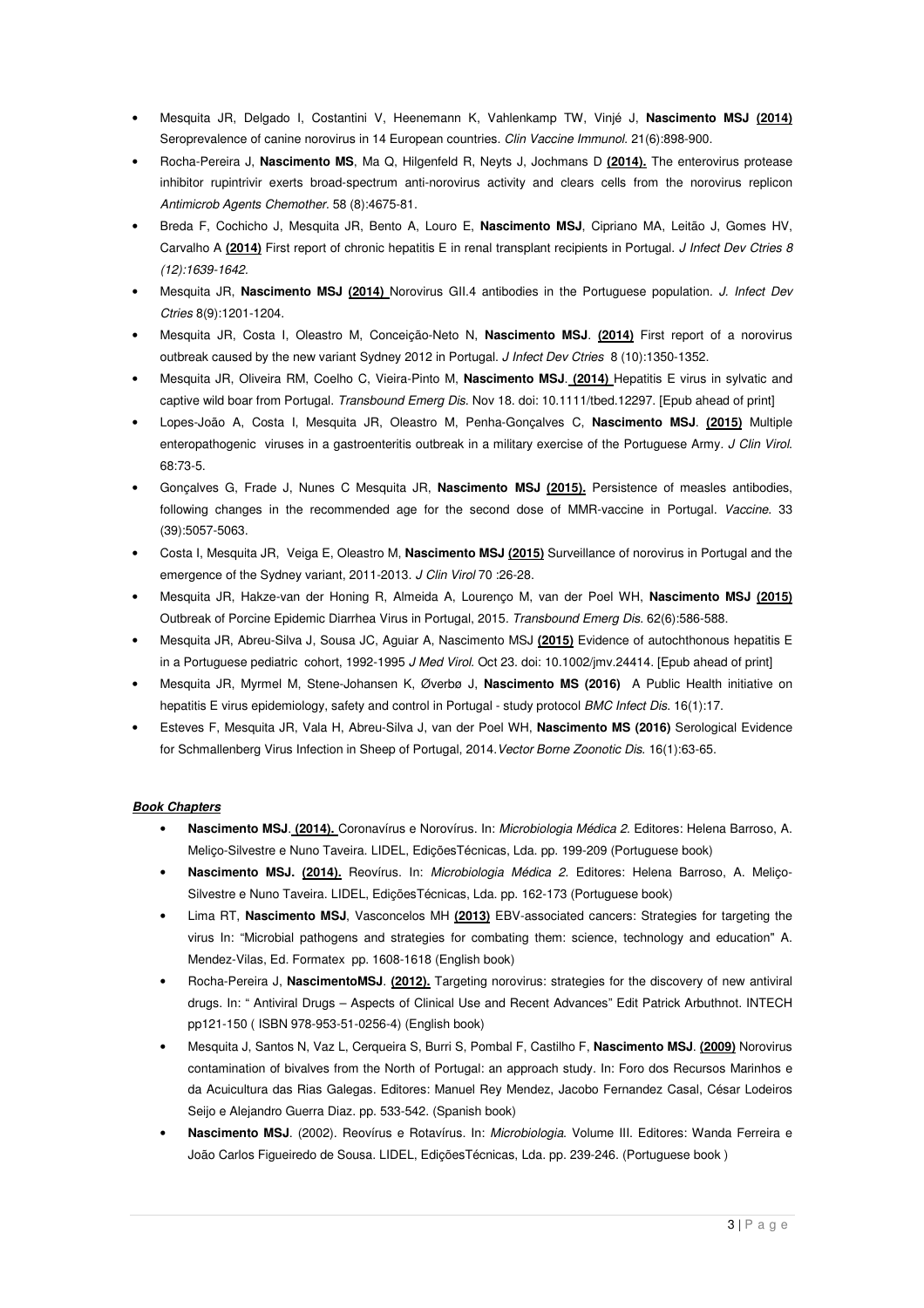- Mesquita JR, Delgado I, Costantini V, Heenemann K, Vahlenkamp TW, Vinjé J, **Nascimento MSJ (2014)** Seroprevalence of canine norovirus in 14 European countries. *Clin Vaccine Immunol.* 21(6):898-900.
- Rocha-Pereira J, **Nascimento MS**, Ma Q, Hilgenfeld R, Neyts J, Jochmans D **(2014).** The enterovirus protease inhibitor rupintrivir exerts broad-spectrum anti-norovirus activity and clears cells from the norovirus replicon *Antimicrob Agents Chemother.* 58 (8):4675-81.
- Breda F, Cochicho J, Mesquita JR, Bento A, Louro E, **Nascimento MSJ**, Cipriano MA, Leitão J, Gomes HV, Carvalho A **(2014)** First report of chronic hepatitis E in renal transplant recipients in Portugal. *J Infect Dev Ctries 8 (12):1639-1642.*
- Mesquita JR, **Nascimento MSJ (2014)** Norovirus GII.4 antibodies in the Portuguese population. *J. Infect Dev Ctries* 8(9):1201-1204.
- Mesquita JR, Costa I, Oleastro M, Conceição-Neto N, **Nascimento MSJ**. **(2014)** First report of a norovirus outbreak caused by the new variant Sydney 2012 in Portugal. *J Infect Dev Ctries* 8 (10):1350-1352.
- Mesquita JR, Oliveira RM, Coelho C, Vieira-Pinto M, **Nascimento MSJ**. **(2014)** Hepatitis E virus in sylvatic and captive wild boar from Portugal. *Transbound Emerg Dis.* Nov 18. doi: 10.1111/tbed.12297. [Epub ahead of print]
- Lopes-João A, Costa I, Mesquita JR, Oleastro M, Penha-Gonçalves C, **Nascimento MSJ**. **(2015)** Multiple enteropathogenic viruses in a gastroenteritis outbreak in a military exercise of the Portuguese Army. *J Clin Virol.* 68:73-5.
- Gonçalves G, Frade J, Nunes C Mesquita JR, **Nascimento MSJ (2015).** Persistence of measles antibodies, following changes in the recommended age for the second dose of MMR-vaccine in Portugal. *Vaccine.* 33 (39):5057-5063.
- Costa I, Mesquita JR, Veiga E, Oleastro M, **Nascimento MSJ (2015)** Surveillance of norovirus in Portugal and the emergence of the Sydney variant, 2011-2013. *J Clin Virol* 70 :26-28.
- Mesquita JR, Hakze-van der Honing R, Almeida A, Lourenço M, van der Poel WH, **Nascimento MSJ (2015)** Outbreak of Porcine Epidemic Diarrhea Virus in Portugal, 2015. *Transbound Emerg Dis.* 62(6):586-588.
- Mesquita JR, Abreu-Silva J, Sousa JC, Aguiar A, Nascimento MSJ **(2015)** Evidence of autochthonous hepatitis E in a Portuguese pediatric cohort, 1992-1995 *J Med Virol.* Oct 23. doi: 10.1002/jmv.24414. [Epub ahead of print]
- Mesquita JR, Myrmel M, Stene-Johansen K, Øverbø J, **Nascimento MS (2016)** A Public Health initiative on hepatitis E virus epidemiology, safety and control in Portugal - study protocol *BMC Infect Dis.* 16(1):17.
- Esteves F, Mesquita JR, Vala H, Abreu-Silva J, van der Poel WH, **Nascimento MS (2016)** Serological Evidence for Schmallenberg Virus Infection in Sheep of Portugal, 2014. *Vector Borne Zoonotic Dis.* 16(1):63-65.

***Book Chapters***

- **Nascimento MSJ**. **(2014).** Coronavírus e Norovírus. In: *Microbiologia Médica 2.* Editores: Helena Barroso, A. Meliço-Silvestre e Nuno Taveira. LIDEL, EdiçõesTécnicas, Lda. pp. 199-209 (Portuguese book)
- **Nascimento MSJ. (2014).** Reovírus. In: *Microbiologia Médica 2.* Editores: Helena Barroso, A. Meliço-Silvestre e Nuno Taveira. LIDEL, EdiçõesTécnicas, Lda. pp. 162-173 (Portuguese book)
- Lima RT, **Nascimento MSJ**, Vasconcelos MH **(2013)** EBV-associated cancers: Strategies for targeting the virus In: "Microbial pathogens and strategies for combating them: science, technology and education" A. Mendez-Vilas, Ed. Formatex pp. 1608-1618 (English book)
- Rocha-Pereira J, **NascimentoMSJ**. **(2012).** Targeting norovirus: strategies for the discovery of new antiviral drugs. In: " Antiviral Drugs – Aspects of Clinical Use and Recent Advances" Edit Patrick Arbuthnot. INTECH pp121-150 ( ISBN 978-953-51-0256-4) (English book)
- Mesquita J, Santos N, Vaz L, Cerqueira S, Burri S, Pombal F, Castilho F, **Nascimento MSJ**. **(2009)** Norovirus contamination of bivalves from the North of Portugal: an approach study. In: Foro dos Recursos Marinhos e da Acuicultura das Rias Galegas. Editores: Manuel Rey Mendez, Jacobo Fernandez Casal, César Lodeiros Seijo e Alejandro Guerra Diaz. pp. 533-542. (Spanish book)
- **Nascimento MSJ**. (2002). Reovírus e Rotavírus. In: *Microbiologia.* Volume III. Editores: Wanda Ferreira e João Carlos Figueiredo de Sousa. LIDEL, EdiçõesTécnicas, Lda. pp. 239-246. (Portuguese book )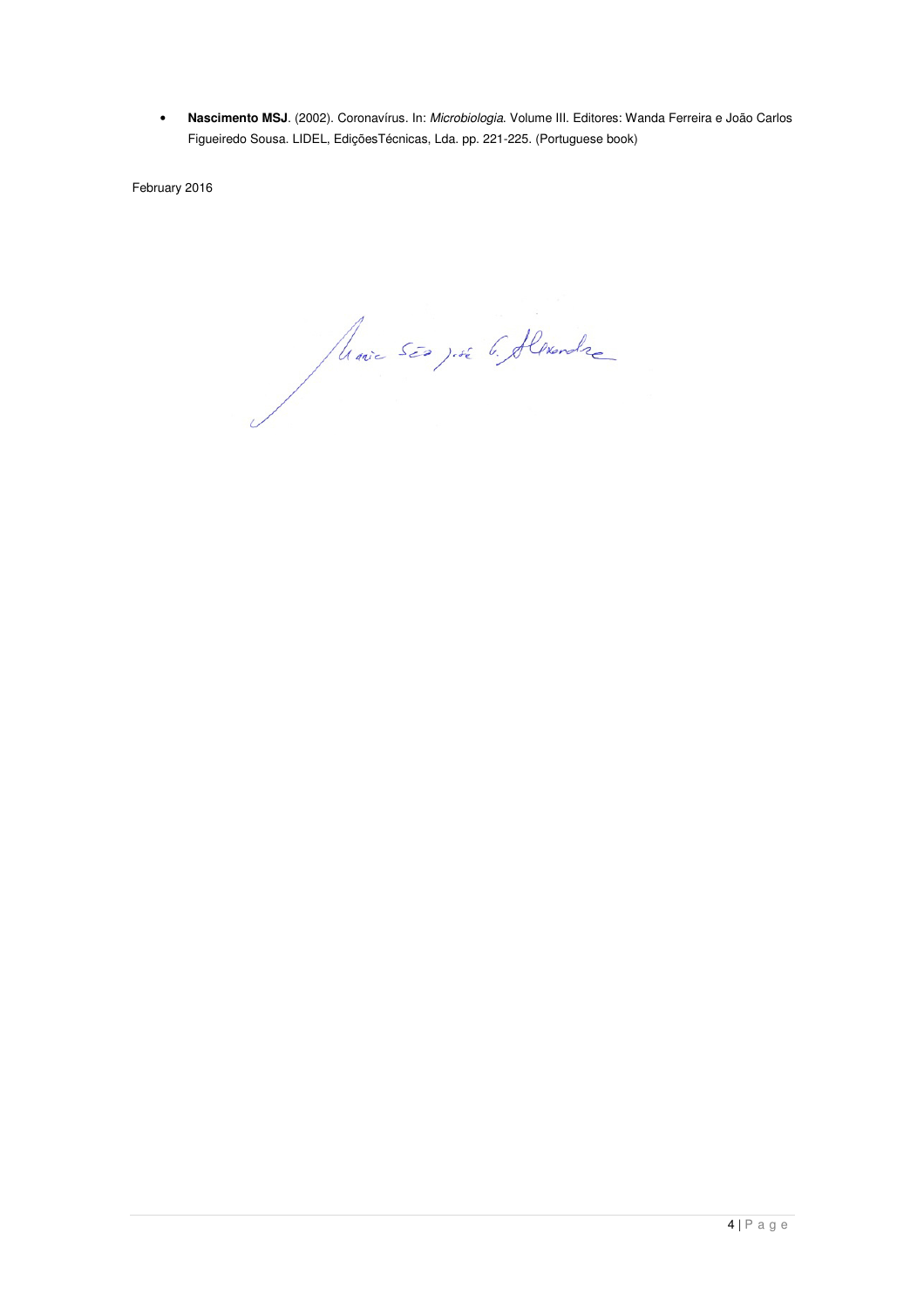- **Nascimento MSJ**. (2002). Coronavírus. In: *Microbiologia*. Volume III. Editores: Wanda Ferreira e João Carlos Figueiredo Sousa. LIDEL, EdiçõesTécnicas, Lda. pp. 221-225. (Portuguese book)

February 2016